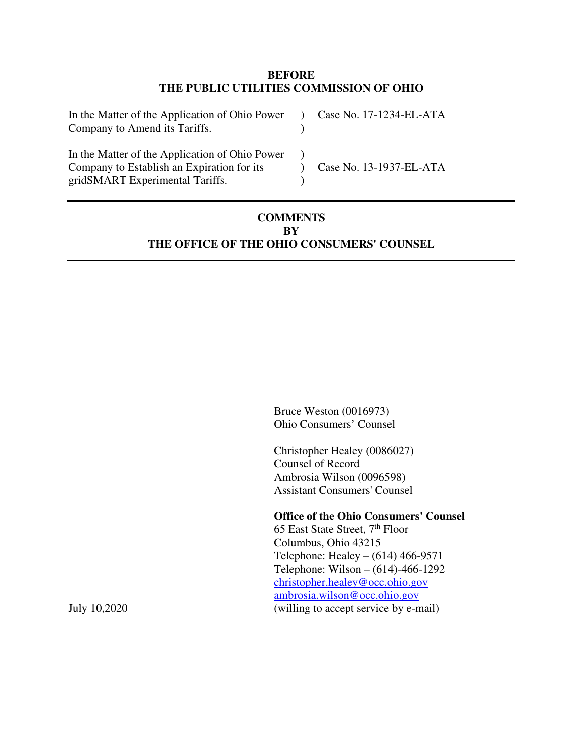**BEFORE**
**THE PUBLIC UTILITIES COMMISSION OF OHIO**

| | | |
|---|---|---|
| In the Matter of the Application of Ohio Power Company to Amend its Tariffs. | ) ) | Case No. 17-1234-EL-ATA |
| In the Matter of the Application of Ohio Power Company to Establish an Expiration for its gridSMART Experimental Tariffs. | ) ) ) | Case No. 13-1937-EL-ATA |

---

**COMMENTS**
**BY**
**THE OFFICE OF THE OHIO CONSUMERS' COUNSEL**

---

Bruce Weston (0016973)
Ohio Consumers' Counsel

Christopher Healey (0086027)
Counsel of Record
Ambrosia Wilson (0096598)
Assistant Consumers' Counsel

**Office of the Ohio Consumers' Counsel**
65 East State Street, 7th Floor
Columbus, Ohio 43215
Telephone: Healey – (614) 466-9571
Telephone: Wilson – (614)-466-1292
christopher.healey@occ.ohio.gov
ambrosia.wilson@occ.ohio.gov
(willing to accept service by e-mail)

July 10,2020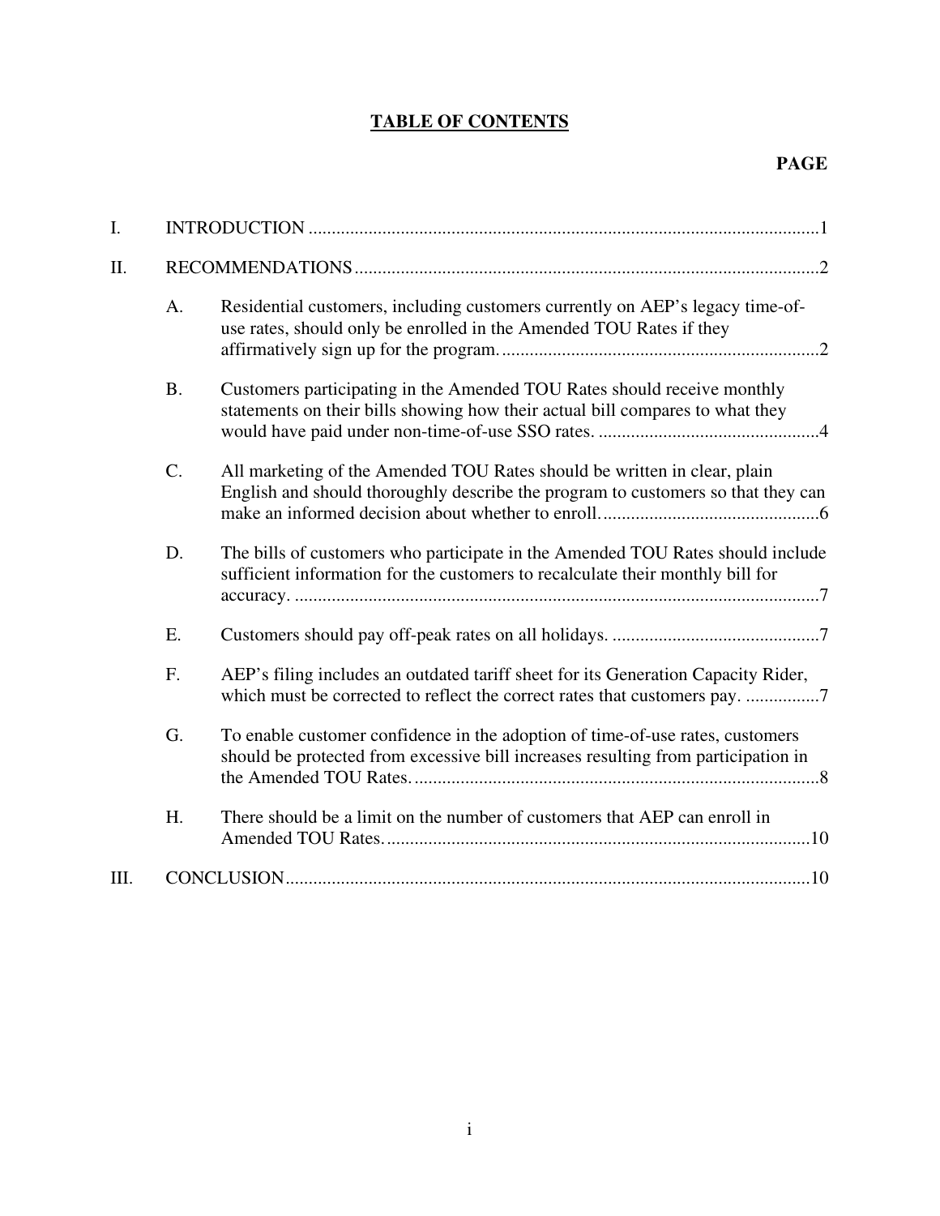# TABLE OF CONTENTS

**PAGE**

I. INTRODUCTION .......... 1

II. RECOMMENDATIONS .......... 2

- A. Residential customers, including customers currently on AEP's legacy time-of-use rates, should only be enrolled in the Amended TOU Rates if they affirmatively sign up for the program. .......... 2
- B. Customers participating in the Amended TOU Rates should receive monthly statements on their bills showing how their actual bill compares to what they would have paid under non-time-of-use SSO rates. .......... 4
- C. All marketing of the Amended TOU Rates should be written in clear, plain English and should thoroughly describe the program to customers so that they can make an informed decision about whether to enroll. .......... 6
- D. The bills of customers who participate in the Amended TOU Rates should include sufficient information for the customers to recalculate their monthly bill for accuracy. .......... 7
- E. Customers should pay off-peak rates on all holidays. .......... 7
- F. AEP's filing includes an outdated tariff sheet for its Generation Capacity Rider, which must be corrected to reflect the correct rates that customers pay. .......... 7
- G. To enable customer confidence in the adoption of time-of-use rates, customers should be protected from excessive bill increases resulting from participation in the Amended TOU Rates. .......... 8
- H. There should be a limit on the number of customers that AEP can enroll in Amended TOU Rates. .......... 10

III. CONCLUSION .......... 10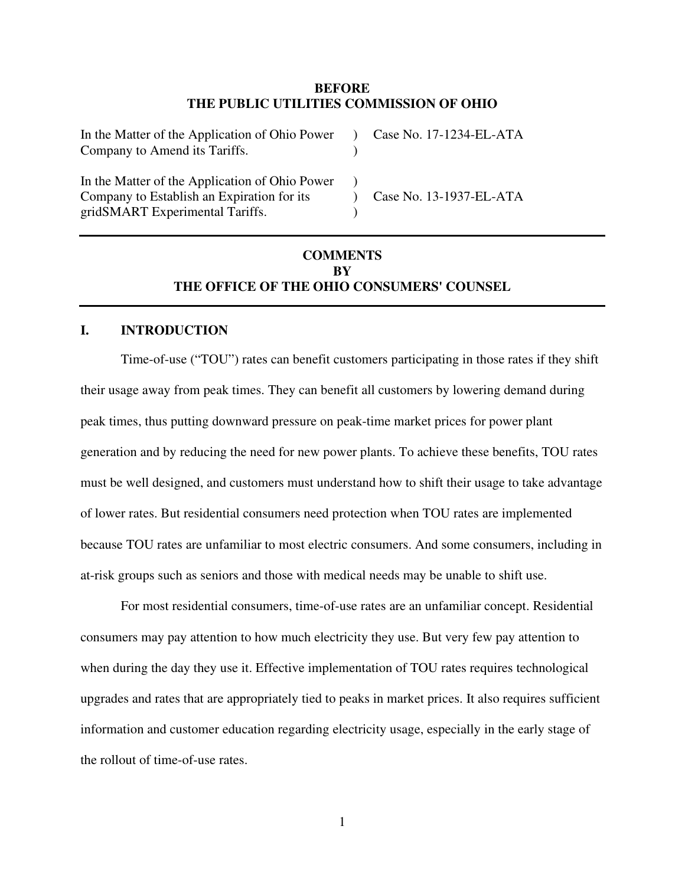**BEFORE**
**THE PUBLIC UTILITIES COMMISSION OF OHIO**

| | | |
|---|---|---|
| In the Matter of the Application of Ohio Power Company to Amend its Tariffs. | ) ) | Case No. 17-1234-EL-ATA |
| In the Matter of the Application of Ohio Power Company to Establish an Expiration for its gridSMART Experimental Tariffs. | ) ) ) | Case No. 13-1937-EL-ATA |

---

**COMMENTS**
**BY**
**THE OFFICE OF THE OHIO CONSUMERS' COUNSEL**

---

## I. INTRODUCTION

Time-of-use ("TOU") rates can benefit customers participating in those rates if they shift their usage away from peak times. They can benefit all customers by lowering demand during peak times, thus putting downward pressure on peak-time market prices for power plant generation and by reducing the need for new power plants. To achieve these benefits, TOU rates must be well designed, and customers must understand how to shift their usage to take advantage of lower rates. But residential consumers need protection when TOU rates are implemented because TOU rates are unfamiliar to most electric consumers. And some consumers, including in at-risk groups such as seniors and those with medical needs may be unable to shift use.

For most residential consumers, time-of-use rates are an unfamiliar concept. Residential consumers may pay attention to how much electricity they use. But very few pay attention to when during the day they use it. Effective implementation of TOU rates requires technological upgrades and rates that are appropriately tied to peaks in market prices. It also requires sufficient information and customer education regarding electricity usage, especially in the early stage of the rollout of time-of-use rates.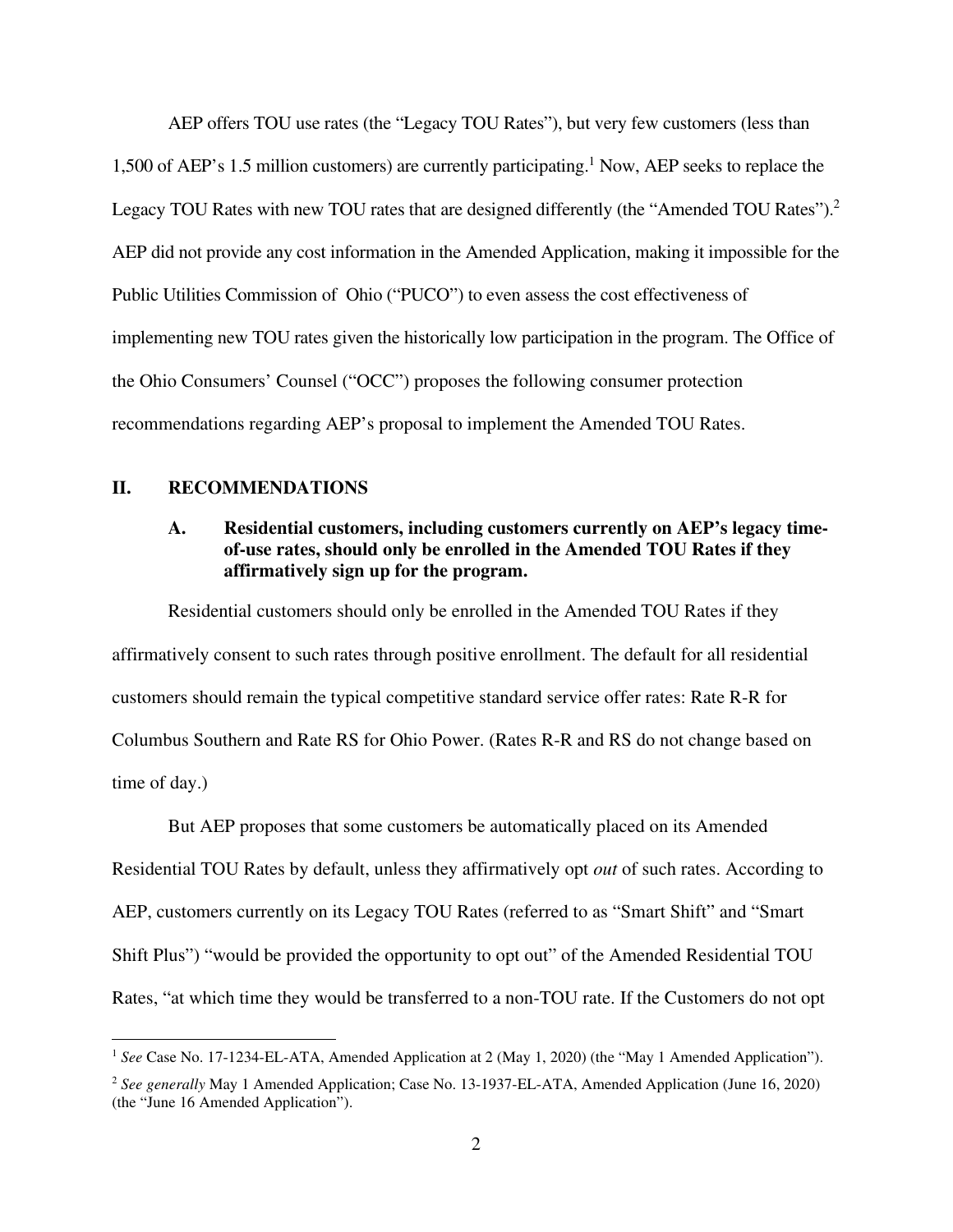AEP offers TOU use rates (the "Legacy TOU Rates"), but very few customers (less than 1,500 of AEP's 1.5 million customers) are currently participating.[1] Now, AEP seeks to replace the Legacy TOU Rates with new TOU rates that are designed differently (the "Amended TOU Rates").[2] AEP did not provide any cost information in the Amended Application, making it impossible for the Public Utilities Commission of Ohio ("PUCO") to even assess the cost effectiveness of implementing new TOU rates given the historically low participation in the program. The Office of the Ohio Consumers' Counsel ("OCC") proposes the following consumer protection recommendations regarding AEP's proposal to implement the Amended TOU Rates.

## II. RECOMMENDATIONS

### A. Residential customers, including customers currently on AEP's legacy time-of-use rates, should only be enrolled in the Amended TOU Rates if they affirmatively sign up for the program.

Residential customers should only be enrolled in the Amended TOU Rates if they affirmatively consent to such rates through positive enrollment. The default for all residential customers should remain the typical competitive standard service offer rates: Rate R-R for Columbus Southern and Rate RS for Ohio Power. (Rates R-R and RS do not change based on time of day.)

But AEP proposes that some customers be automatically placed on its Amended Residential TOU Rates by default, unless they affirmatively opt *out* of such rates. According to AEP, customers currently on its Legacy TOU Rates (referred to as "Smart Shift" and "Smart Shift Plus") "would be provided the opportunity to opt out" of the Amended Residential TOU Rates, "at which time they would be transferred to a non-TOU rate. If the Customers do not opt

---

[1] *See* Case No. 17-1234-EL-ATA, Amended Application at 2 (May 1, 2020) (the "May 1 Amended Application").

[2] *See generally* May 1 Amended Application; Case No. 13-1937-EL-ATA, Amended Application (June 16, 2020) (the "June 16 Amended Application").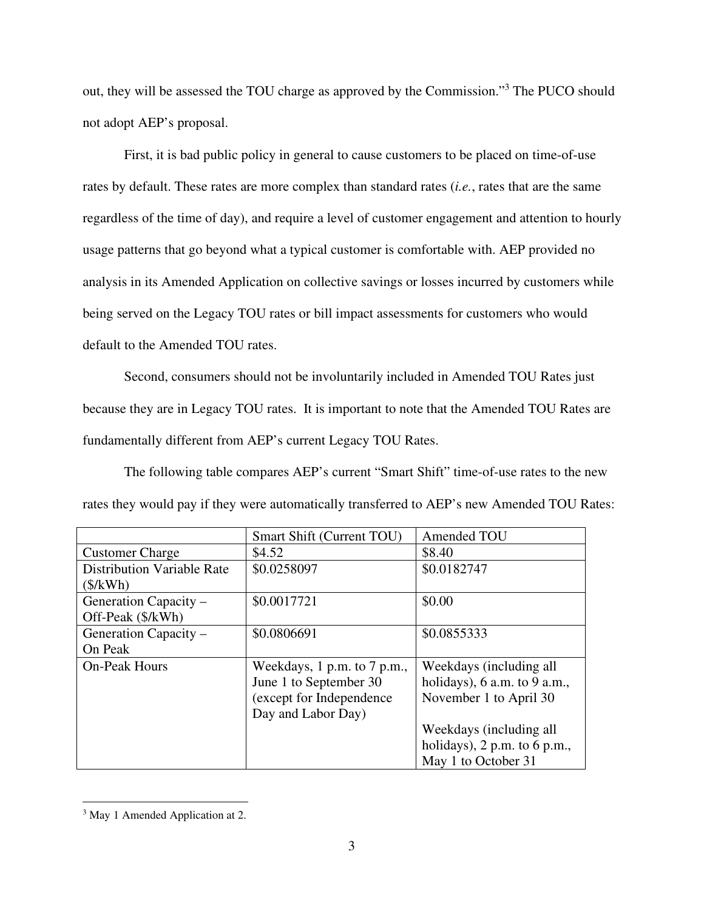out, they will be assessed the TOU charge as approved by the Commission."[3] The PUCO should not adopt AEP's proposal.

First, it is bad public policy in general to cause customers to be placed on time-of-use rates by default. These rates are more complex than standard rates (*i.e.*, rates that are the same regardless of the time of day), and require a level of customer engagement and attention to hourly usage patterns that go beyond what a typical customer is comfortable with. AEP provided no analysis in its Amended Application on collective savings or losses incurred by customers while being served on the Legacy TOU rates or bill impact assessments for customers who would default to the Amended TOU rates.

Second, consumers should not be involuntarily included in Amended TOU Rates just because they are in Legacy TOU rates. It is important to note that the Amended TOU Rates are fundamentally different from AEP's current Legacy TOU Rates.

The following table compares AEP's current "Smart Shift" time-of-use rates to the new rates they would pay if they were automatically transferred to AEP's new Amended TOU Rates:

| | Smart Shift (Current TOU) | Amended TOU |
|---|---|---|
| Customer Charge | $4.52 | $8.40 |
| Distribution Variable Rate ($/kWh) | $0.0258097 | $0.0182747 |
| Generation Capacity – Off-Peak ($/kWh) | $0.0017721 | $0.00 |
| Generation Capacity – On Peak | $0.0806691 | $0.0855333 |
| On-Peak Hours | Weekdays, 1 p.m. to 7 p.m., June 1 to September 30 (except for Independence Day and Labor Day) | Weekdays (including all holidays), 6 a.m. to 9 a.m., November 1 to April 30<br><br>Weekdays (including all holidays), 2 p.m. to 6 p.m., May 1 to October 31 |

[3] May 1 Amended Application at 2.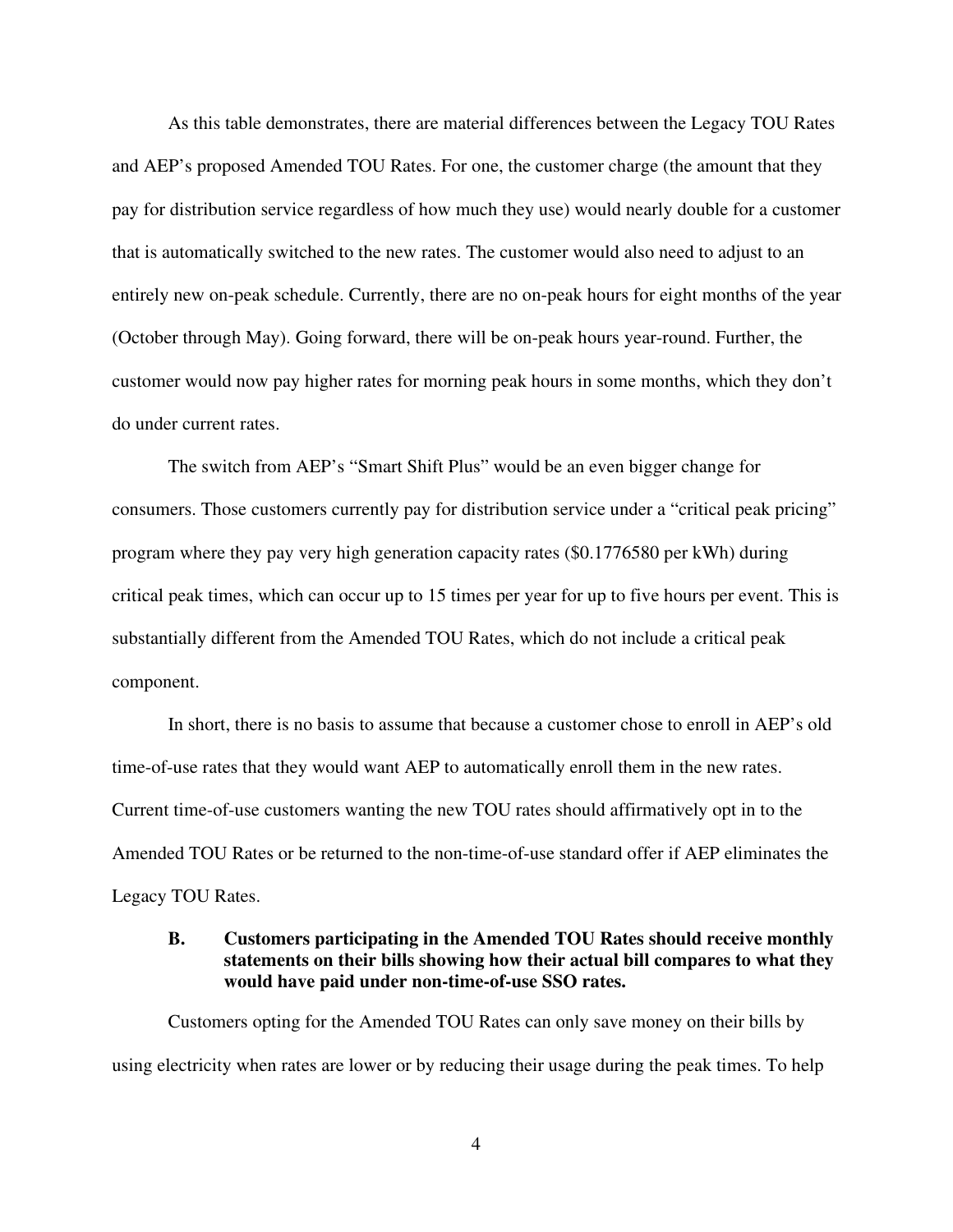As this table demonstrates, there are material differences between the Legacy TOU Rates and AEP's proposed Amended TOU Rates. For one, the customer charge (the amount that they pay for distribution service regardless of how much they use) would nearly double for a customer that is automatically switched to the new rates. The customer would also need to adjust to an entirely new on-peak schedule. Currently, there are no on-peak hours for eight months of the year (October through May). Going forward, there will be on-peak hours year-round. Further, the customer would now pay higher rates for morning peak hours in some months, which they don't do under current rates.

The switch from AEP's "Smart Shift Plus" would be an even bigger change for consumers. Those customers currently pay for distribution service under a "critical peak pricing" program where they pay very high generation capacity rates ($0.1776580 per kWh) during critical peak times, which can occur up to 15 times per year for up to five hours per event. This is substantially different from the Amended TOU Rates, which do not include a critical peak component.

In short, there is no basis to assume that because a customer chose to enroll in AEP's old time-of-use rates that they would want AEP to automatically enroll them in the new rates. Current time-of-use customers wanting the new TOU rates should affirmatively opt in to the Amended TOU Rates or be returned to the non-time-of-use standard offer if AEP eliminates the Legacy TOU Rates.

### B. Customers participating in the Amended TOU Rates should receive monthly statements on their bills showing how their actual bill compares to what they would have paid under non-time-of-use SSO rates.

Customers opting for the Amended TOU Rates can only save money on their bills by using electricity when rates are lower or by reducing their usage during the peak times. To help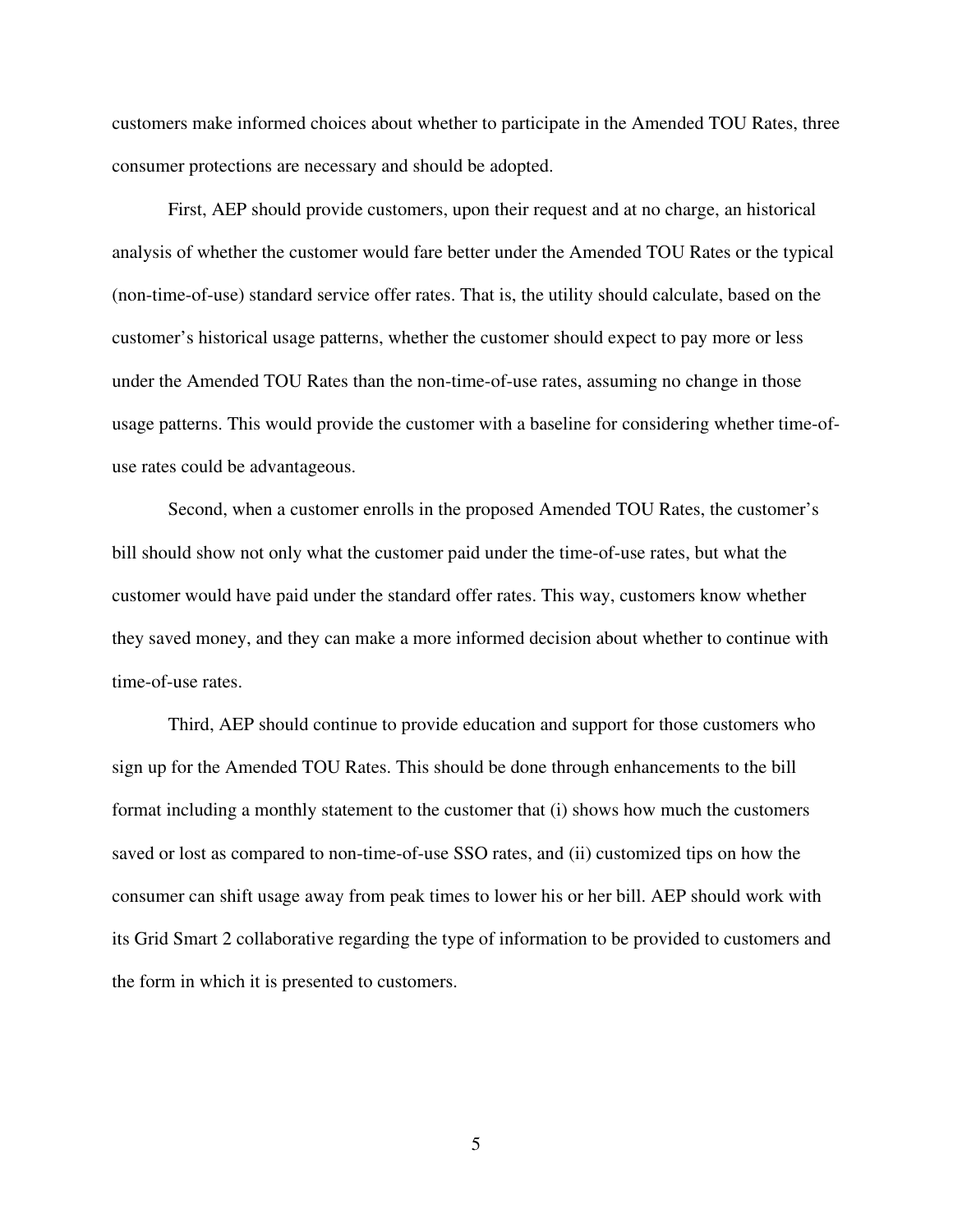customers make informed choices about whether to participate in the Amended TOU Rates, three consumer protections are necessary and should be adopted.

First, AEP should provide customers, upon their request and at no charge, an historical analysis of whether the customer would fare better under the Amended TOU Rates or the typical (non-time-of-use) standard service offer rates. That is, the utility should calculate, based on the customer's historical usage patterns, whether the customer should expect to pay more or less under the Amended TOU Rates than the non-time-of-use rates, assuming no change in those usage patterns. This would provide the customer with a baseline for considering whether time-of-use rates could be advantageous.

Second, when a customer enrolls in the proposed Amended TOU Rates, the customer's bill should show not only what the customer paid under the time-of-use rates, but what the customer would have paid under the standard offer rates. This way, customers know whether they saved money, and they can make a more informed decision about whether to continue with time-of-use rates.

Third, AEP should continue to provide education and support for those customers who sign up for the Amended TOU Rates. This should be done through enhancements to the bill format including a monthly statement to the customer that (i) shows how much the customers saved or lost as compared to non-time-of-use SSO rates, and (ii) customized tips on how the consumer can shift usage away from peak times to lower his or her bill. AEP should work with its Grid Smart 2 collaborative regarding the type of information to be provided to customers and the form in which it is presented to customers.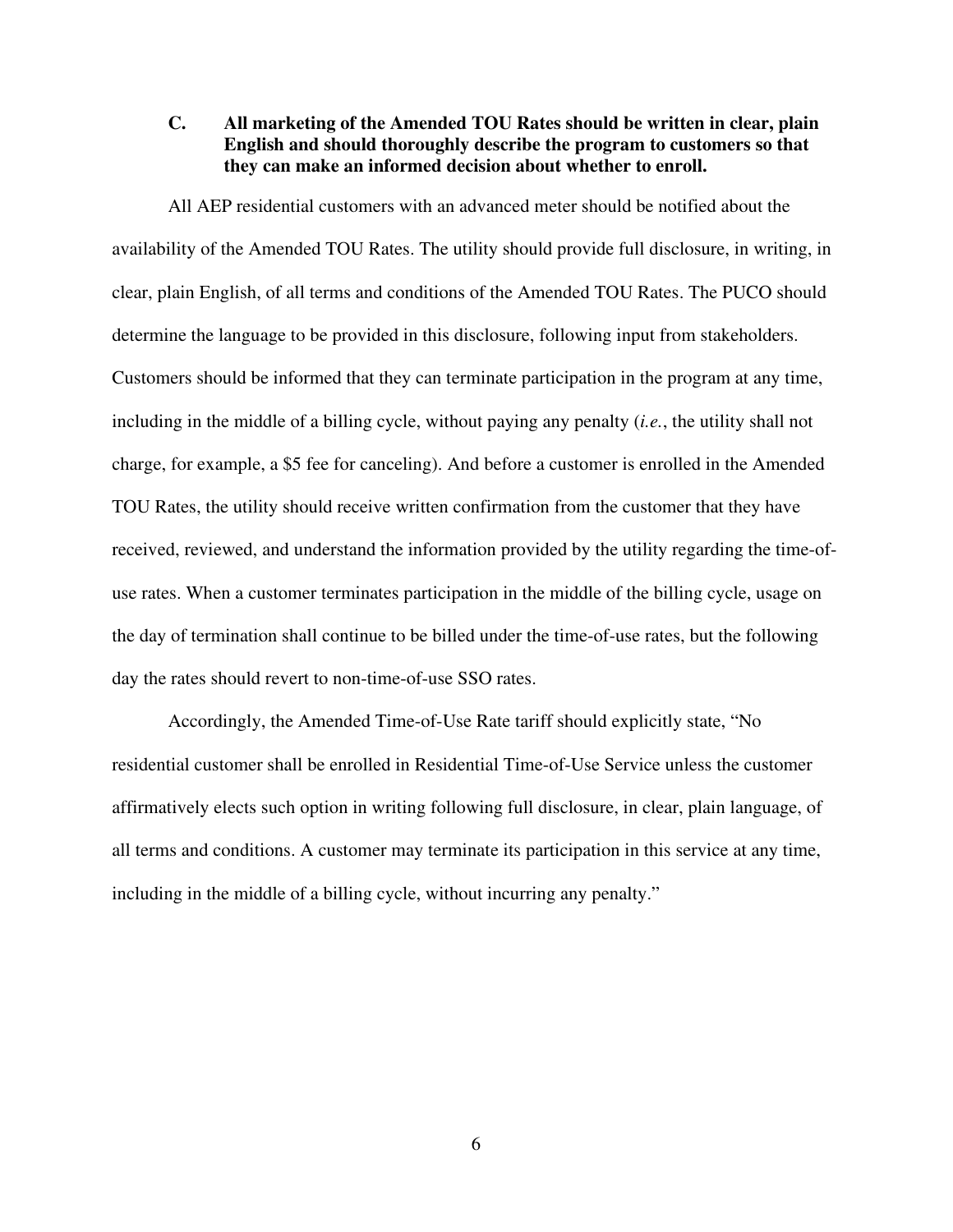### C. All marketing of the Amended TOU Rates should be written in clear, plain English and should thoroughly describe the program to customers so that they can make an informed decision about whether to enroll.

All AEP residential customers with an advanced meter should be notified about the availability of the Amended TOU Rates. The utility should provide full disclosure, in writing, in clear, plain English, of all terms and conditions of the Amended TOU Rates. The PUCO should determine the language to be provided in this disclosure, following input from stakeholders. Customers should be informed that they can terminate participation in the program at any time, including in the middle of a billing cycle, without paying any penalty (*i.e.*, the utility shall not charge, for example, a $5 fee for canceling). And before a customer is enrolled in the Amended TOU Rates, the utility should receive written confirmation from the customer that they have received, reviewed, and understand the information provided by the utility regarding the time-of-use rates. When a customer terminates participation in the middle of the billing cycle, usage on the day of termination shall continue to be billed under the time-of-use rates, but the following day the rates should revert to non-time-of-use SSO rates.

Accordingly, the Amended Time-of-Use Rate tariff should explicitly state, "No residential customer shall be enrolled in Residential Time-of-Use Service unless the customer affirmatively elects such option in writing following full disclosure, in clear, plain language, of all terms and conditions. A customer may terminate its participation in this service at any time, including in the middle of a billing cycle, without incurring any penalty."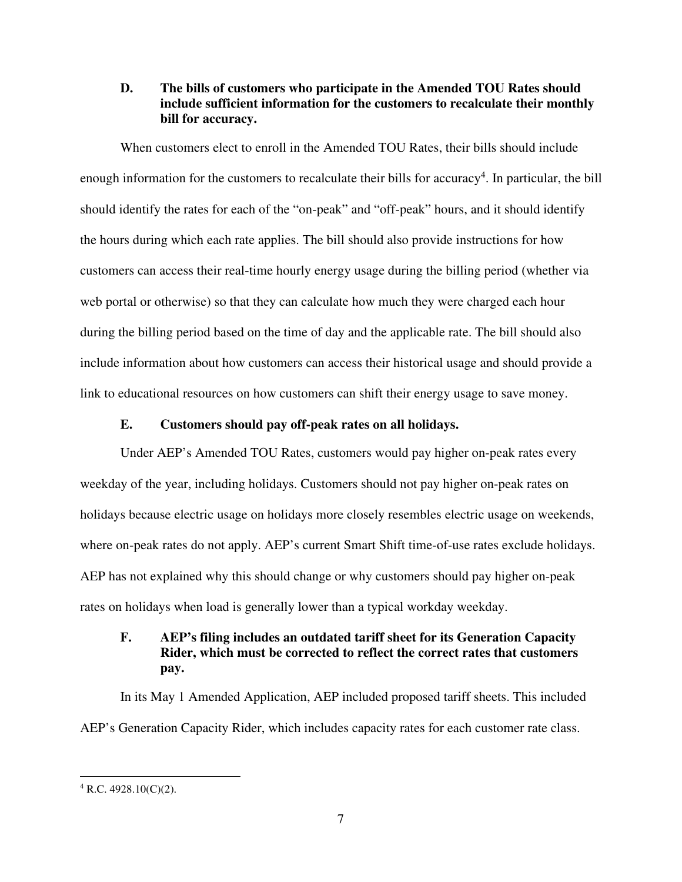### D. The bills of customers who participate in the Amended TOU Rates should include sufficient information for the customers to recalculate their monthly bill for accuracy.

When customers elect to enroll in the Amended TOU Rates, their bills should include enough information for the customers to recalculate their bills for accuracy[4]. In particular, the bill should identify the rates for each of the "on-peak" and "off-peak" hours, and it should identify the hours during which each rate applies. The bill should also provide instructions for how customers can access their real-time hourly energy usage during the billing period (whether via web portal or otherwise) so that they can calculate how much they were charged each hour during the billing period based on the time of day and the applicable rate. The bill should also include information about how customers can access their historical usage and should provide a link to educational resources on how customers can shift their energy usage to save money.

### E. Customers should pay off-peak rates on all holidays.

Under AEP's Amended TOU Rates, customers would pay higher on-peak rates every weekday of the year, including holidays. Customers should not pay higher on-peak rates on holidays because electric usage on holidays more closely resembles electric usage on weekends, where on-peak rates do not apply. AEP's current Smart Shift time-of-use rates exclude holidays. AEP has not explained why this should change or why customers should pay higher on-peak rates on holidays when load is generally lower than a typical workday weekday.

### F. AEP's filing includes an outdated tariff sheet for its Generation Capacity Rider, which must be corrected to reflect the correct rates that customers pay.

In its May 1 Amended Application, AEP included proposed tariff sheets. This included AEP's Generation Capacity Rider, which includes capacity rates for each customer rate class.

---

[4] R.C. 4928.10(C)(2).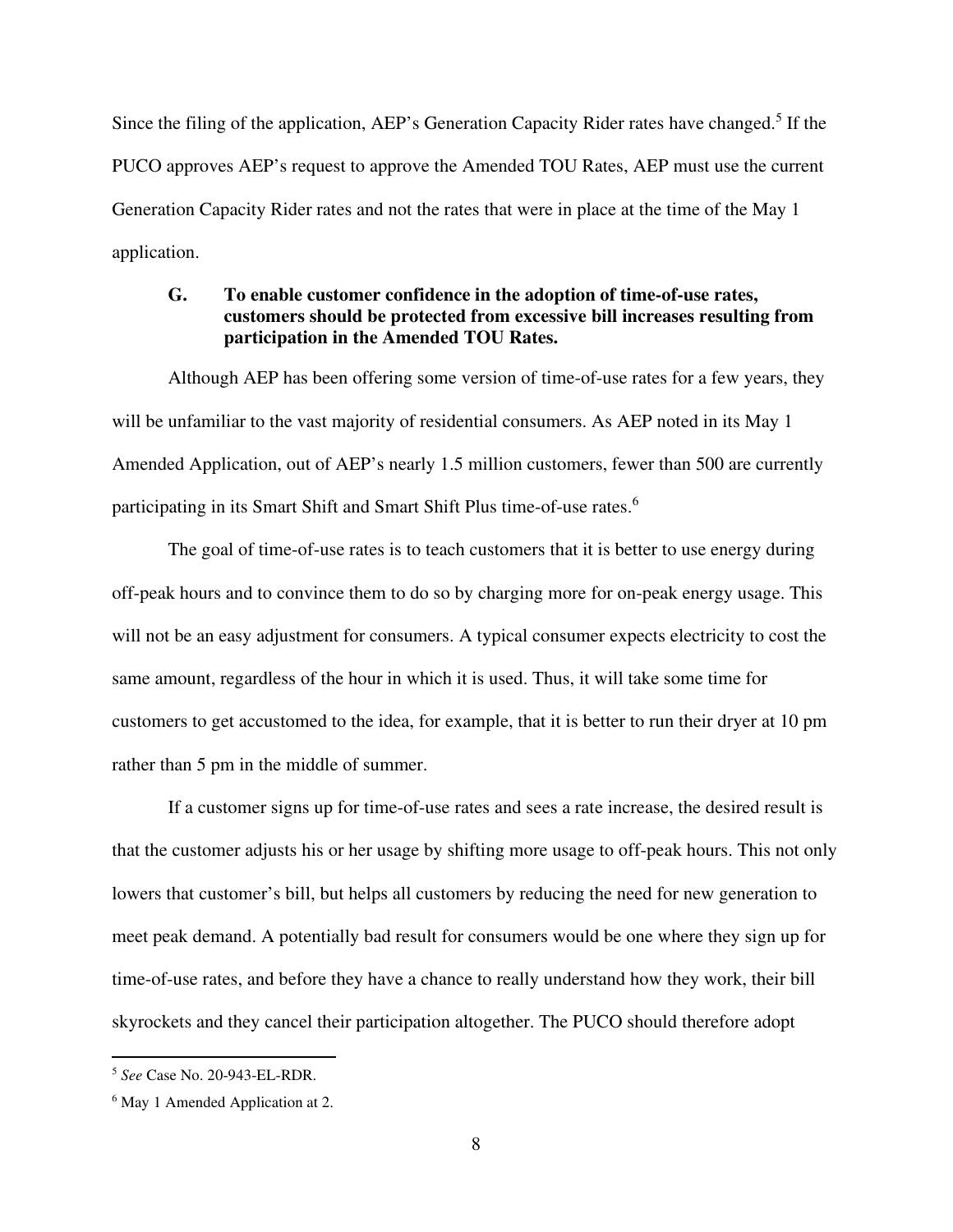Since the filing of the application, AEP's Generation Capacity Rider rates have changed.[5] If the PUCO approves AEP's request to approve the Amended TOU Rates, AEP must use the current Generation Capacity Rider rates and not the rates that were in place at the time of the May 1 application.

### G. To enable customer confidence in the adoption of time-of-use rates, customers should be protected from excessive bill increases resulting from participation in the Amended TOU Rates.

Although AEP has been offering some version of time-of-use rates for a few years, they will be unfamiliar to the vast majority of residential consumers. As AEP noted in its May 1 Amended Application, out of AEP's nearly 1.5 million customers, fewer than 500 are currently participating in its Smart Shift and Smart Shift Plus time-of-use rates.[6]

The goal of time-of-use rates is to teach customers that it is better to use energy during off-peak hours and to convince them to do so by charging more for on-peak energy usage. This will not be an easy adjustment for consumers. A typical consumer expects electricity to cost the same amount, regardless of the hour in which it is used. Thus, it will take some time for customers to get accustomed to the idea, for example, that it is better to run their dryer at 10 pm rather than 5 pm in the middle of summer.

If a customer signs up for time-of-use rates and sees a rate increase, the desired result is that the customer adjusts his or her usage by shifting more usage to off-peak hours. This not only lowers that customer's bill, but helps all customers by reducing the need for new generation to meet peak demand. A potentially bad result for consumers would be one where they sign up for time-of-use rates, and before they have a chance to really understand how they work, their bill skyrockets and they cancel their participation altogether. The PUCO should therefore adopt

---

[5] *See* Case No. 20-943-EL-RDR.

[6] May 1 Amended Application at 2.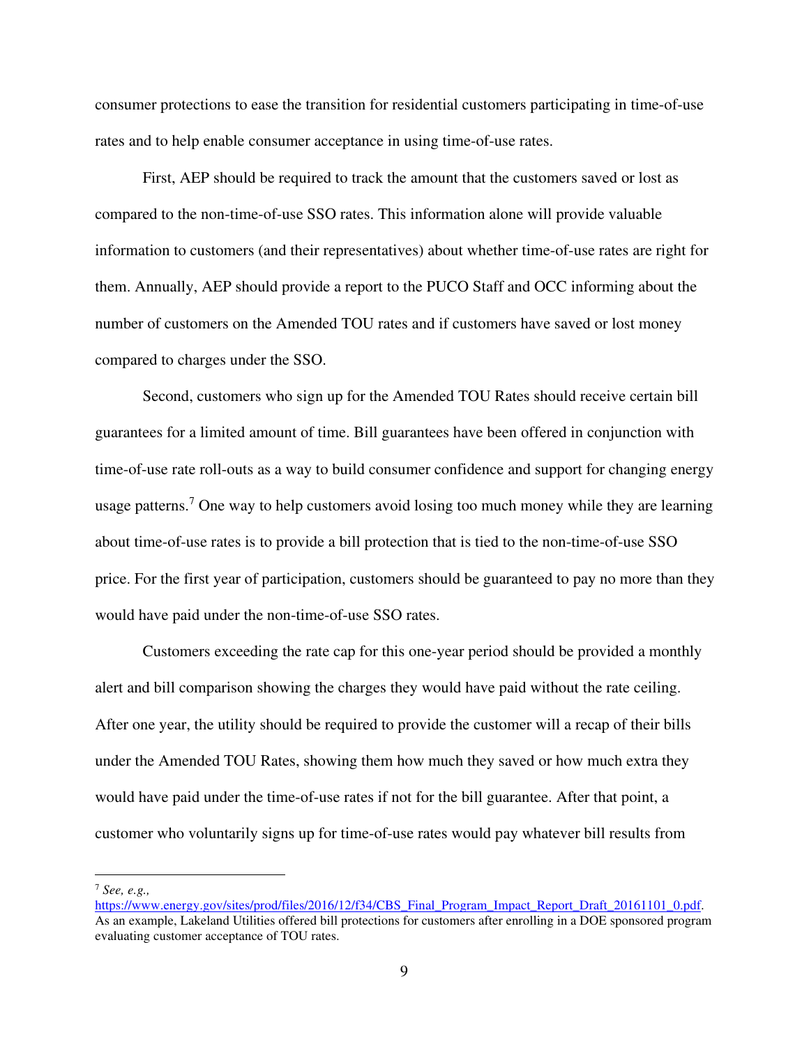consumer protections to ease the transition for residential customers participating in time-of-use rates and to help enable consumer acceptance in using time-of-use rates.

First, AEP should be required to track the amount that the customers saved or lost as compared to the non-time-of-use SSO rates. This information alone will provide valuable information to customers (and their representatives) about whether time-of-use rates are right for them. Annually, AEP should provide a report to the PUCO Staff and OCC informing about the number of customers on the Amended TOU rates and if customers have saved or lost money compared to charges under the SSO.

Second, customers who sign up for the Amended TOU Rates should receive certain bill guarantees for a limited amount of time. Bill guarantees have been offered in conjunction with time-of-use rate roll-outs as a way to build consumer confidence and support for changing energy usage patterns.[7] One way to help customers avoid losing too much money while they are learning about time-of-use rates is to provide a bill protection that is tied to the non-time-of-use SSO price. For the first year of participation, customers should be guaranteed to pay no more than they would have paid under the non-time-of-use SSO rates.

Customers exceeding the rate cap for this one-year period should be provided a monthly alert and bill comparison showing the charges they would have paid without the rate ceiling. After one year, the utility should be required to provide the customer will a recap of their bills under the Amended TOU Rates, showing them how much they saved or how much extra they would have paid under the time-of-use rates if not for the bill guarantee. After that point, a customer who voluntarily signs up for time-of-use rates would pay whatever bill results from

---

[7] *See, e.g.,* https://www.energy.gov/sites/prod/files/2016/12/f34/CBS_Final_Program_Impact_Report_Draft_20161101_0.pdf. As an example, Lakeland Utilities offered bill protections for customers after enrolling in a DOE sponsored program evaluating customer acceptance of TOU rates.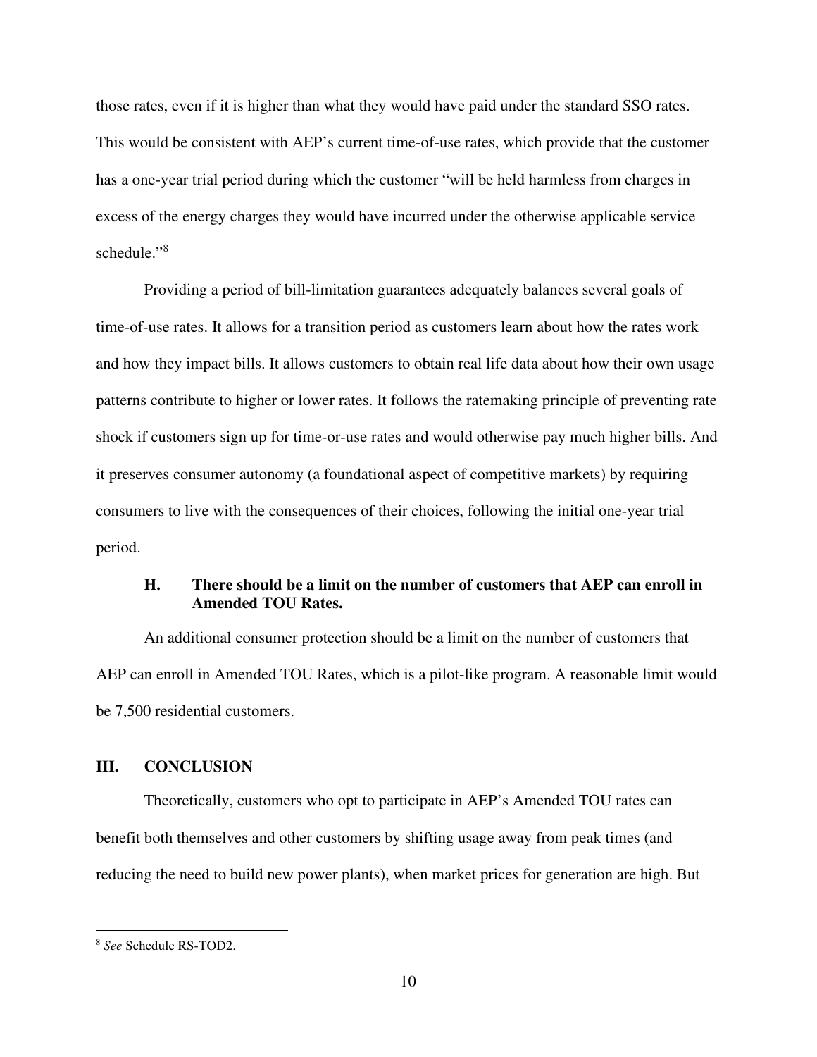those rates, even if it is higher than what they would have paid under the standard SSO rates. This would be consistent with AEP's current time-of-use rates, which provide that the customer has a one-year trial period during which the customer "will be held harmless from charges in excess of the energy charges they would have incurred under the otherwise applicable service schedule."[8]

Providing a period of bill-limitation guarantees adequately balances several goals of time-of-use rates. It allows for a transition period as customers learn about how the rates work and how they impact bills. It allows customers to obtain real life data about how their own usage patterns contribute to higher or lower rates. It follows the ratemaking principle of preventing rate shock if customers sign up for time-or-use rates and would otherwise pay much higher bills. And it preserves consumer autonomy (a foundational aspect of competitive markets) by requiring consumers to live with the consequences of their choices, following the initial one-year trial period.

### H. There should be a limit on the number of customers that AEP can enroll in Amended TOU Rates.

An additional consumer protection should be a limit on the number of customers that AEP can enroll in Amended TOU Rates, which is a pilot-like program. A reasonable limit would be 7,500 residential customers.

## III. CONCLUSION

Theoretically, customers who opt to participate in AEP's Amended TOU rates can benefit both themselves and other customers by shifting usage away from peak times (and reducing the need to build new power plants), when market prices for generation are high. But

---

[8] *See* Schedule RS-TOD2.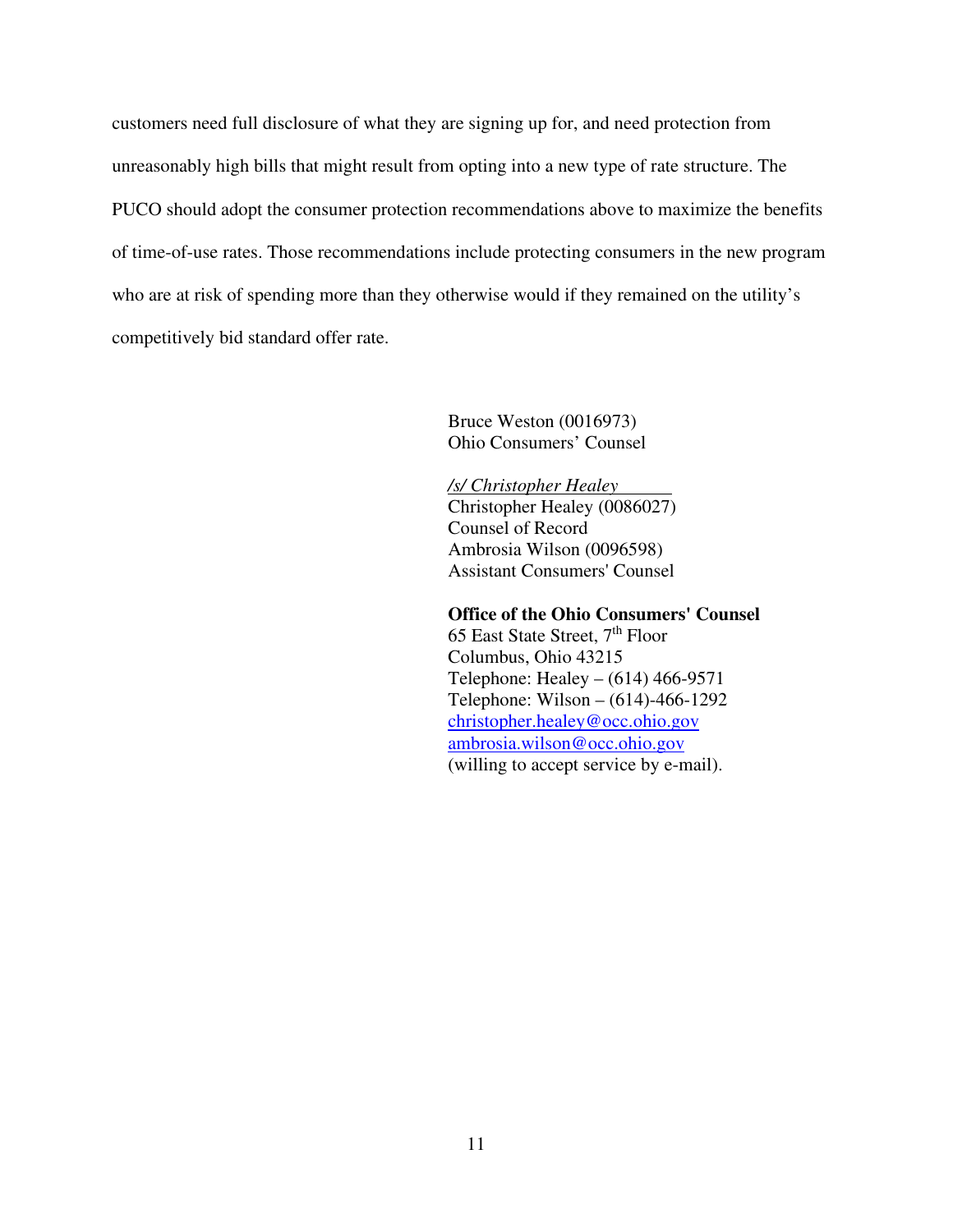customers need full disclosure of what they are signing up for, and need protection from unreasonably high bills that might result from opting into a new type of rate structure. The PUCO should adopt the consumer protection recommendations above to maximize the benefits of time-of-use rates. Those recommendations include protecting consumers in the new program who are at risk of spending more than they otherwise would if they remained on the utility's competitively bid standard offer rate.

Bruce Weston (0016973)
Ohio Consumers' Counsel

*/s/ Christopher Healey*
Christopher Healey (0086027)
Counsel of Record
Ambrosia Wilson (0096598)
Assistant Consumers' Counsel

**Office of the Ohio Consumers' Counsel**
65 East State Street, 7th Floor
Columbus, Ohio 43215
Telephone: Healey – (614) 466-9571
Telephone: Wilson – (614)-466-1292
christopher.healey@occ.ohio.gov
ambrosia.wilson@occ.ohio.gov
(willing to accept service by e-mail).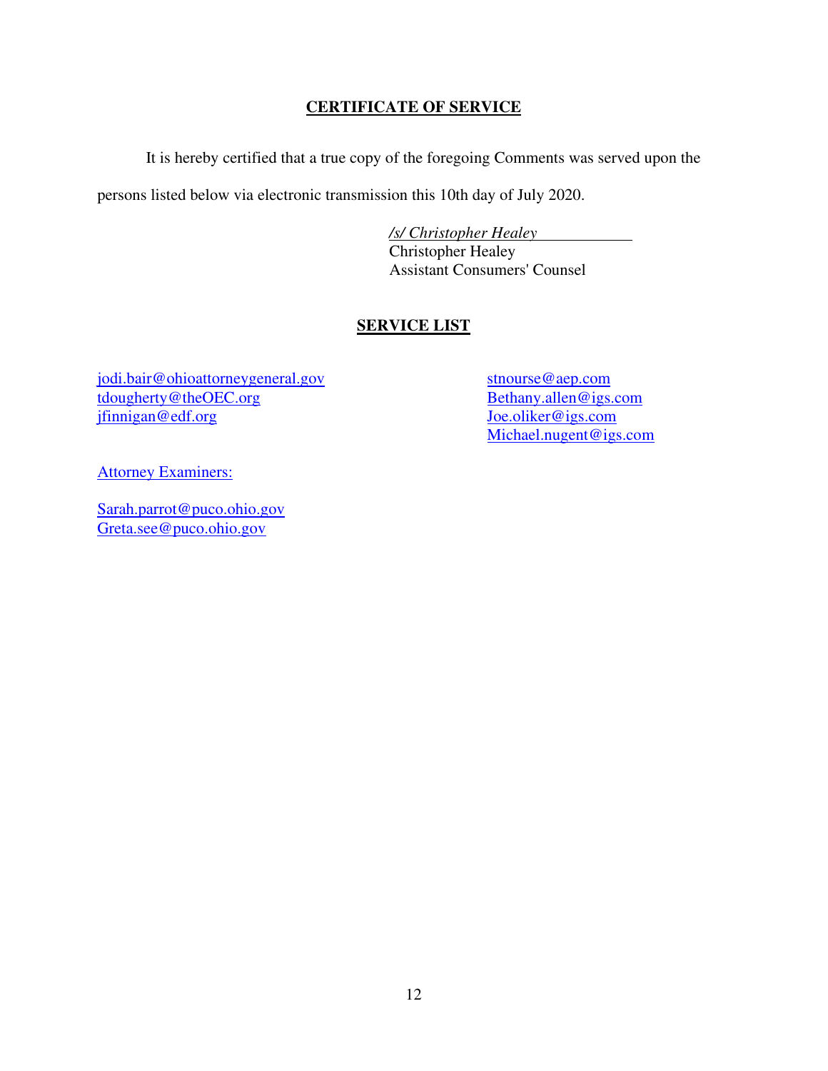## CERTIFICATE OF SERVICE

It is hereby certified that a true copy of the foregoing Comments was served upon the persons listed below via electronic transmission this 10th day of July 2020.

*/s/ Christopher Healey*
Christopher Healey
Assistant Consumers' Counsel

## SERVICE LIST

jodi.bair@ohioattorneygeneral.gov
tdougherty@theOEC.org
jfinnigan@edf.org

stnourse@aep.com
Bethany.allen@igs.com
Joe.oliker@igs.com
Michael.nugent@igs.com

Attorney Examiners:

Sarah.parrot@puco.ohio.gov
Greta.see@puco.ohio.gov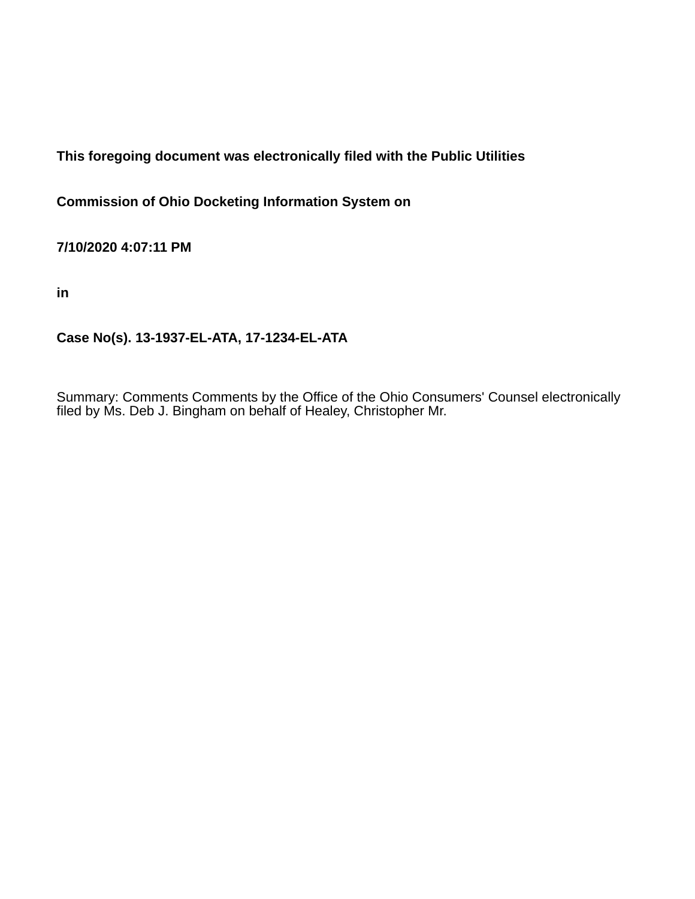**This foregoing document was electronically filed with the Public Utilities**

**Commission of Ohio Docketing Information System on**

**7/10/2020 4:07:11 PM**

**in**

**Case No(s). 13-1937-EL-ATA, 17-1234-EL-ATA**

Summary: Comments Comments by the Office of the Ohio Consumers' Counsel electronically filed by Ms. Deb J. Bingham on behalf of Healey, Christopher Mr.